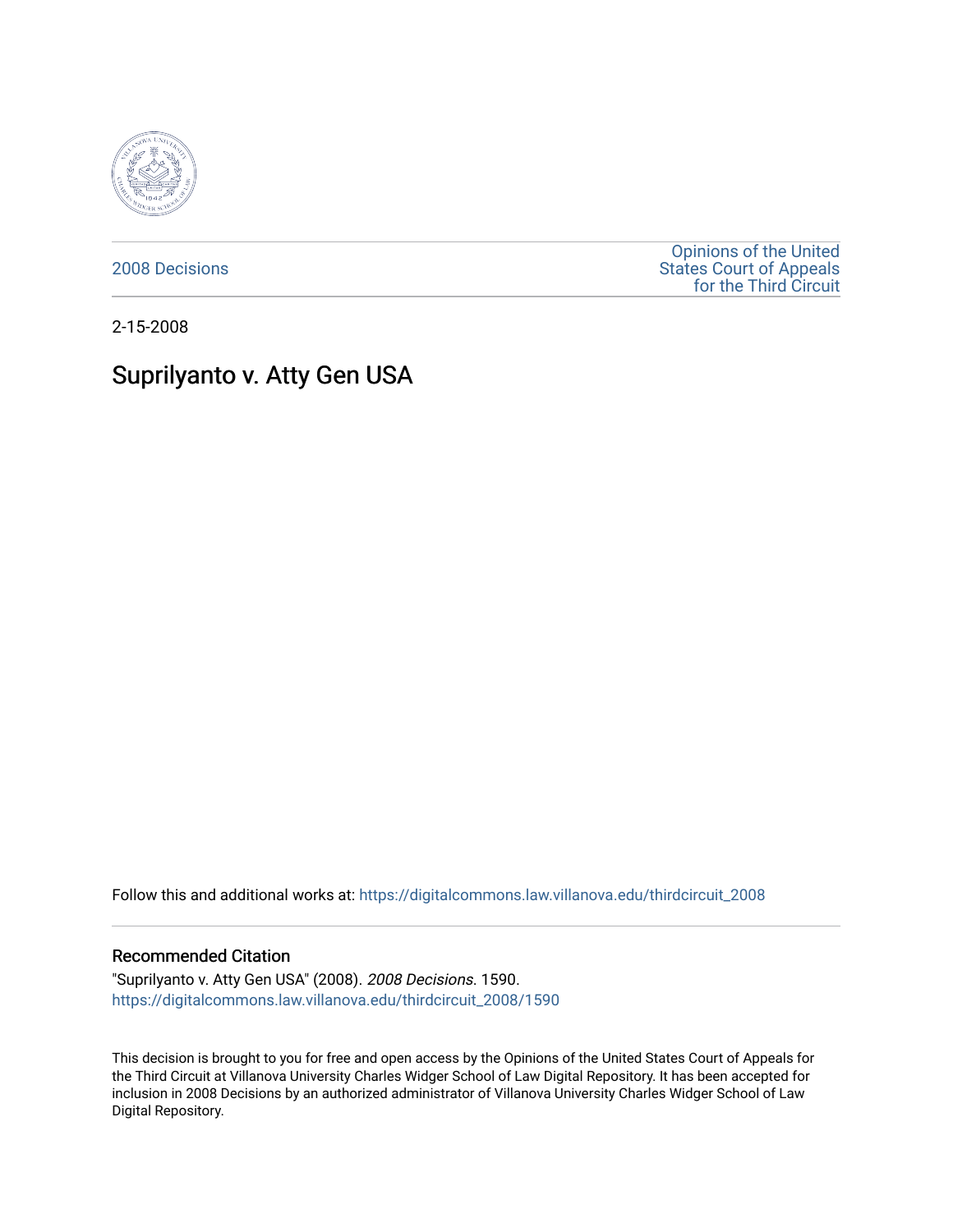2008 Decisions

Opinions of the United States Court of Appeals for the Third Circuit

2-15-2008

# Suprilyanto v. Atty Gen USA

Follow this and additional works at: https://digitalcommons.law.villanova.edu/thirdcircuit_2008

## Recommended Citation

"Suprilyanto v. Atty Gen USA" (2008). *2008 Decisions*. 1590.
https://digitalcommons.law.villanova.edu/thirdcircuit_2008/1590

This decision is brought to you for free and open access by the Opinions of the United States Court of Appeals for the Third Circuit at Villanova University Charles Widger School of Law Digital Repository. It has been accepted for inclusion in 2008 Decisions by an authorized administrator of Villanova University Charles Widger School of Law Digital Repository.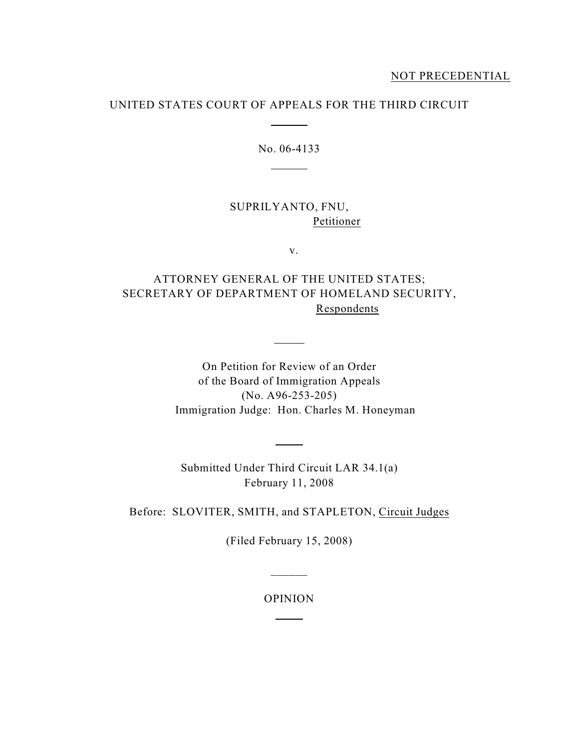NOT PRECEDENTIAL

UNITED STATES COURT OF APPEALS FOR THE THIRD CIRCUIT

No. 06-4133

SUPRILYANTO, FNU,
Petitioner

v.

ATTORNEY GENERAL OF THE UNITED STATES;
SECRETARY OF DEPARTMENT OF HOMELAND SECURITY,
Respondents

On Petition for Review of an Order
of the Board of Immigration Appeals
(No. A96-253-205)
Immigration Judge: Hon. Charles M. Honeyman

Submitted Under Third Circuit LAR 34.1(a)
February 11, 2008

Before: SLOVITER, SMITH, and STAPLETON, Circuit Judges

(Filed February 15, 2008)

OPINION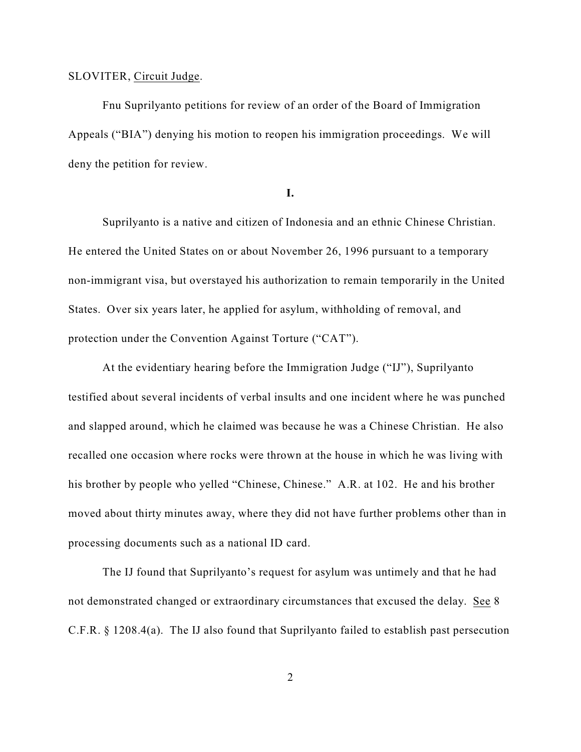SLOVITER, Circuit Judge.

Fnu Suprilyanto petitions for review of an order of the Board of Immigration Appeals ("BIA") denying his motion to reopen his immigration proceedings. We will deny the petition for review.

**I.**

Suprilyanto is a native and citizen of Indonesia and an ethnic Chinese Christian. He entered the United States on or about November 26, 1996 pursuant to a temporary non-immigrant visa, but overstayed his authorization to remain temporarily in the United States. Over six years later, he applied for asylum, withholding of removal, and protection under the Convention Against Torture ("CAT").

At the evidentiary hearing before the Immigration Judge ("IJ"), Suprilyanto testified about several incidents of verbal insults and one incident where he was punched and slapped around, which he claimed was because he was a Chinese Christian. He also recalled one occasion where rocks were thrown at the house in which he was living with his brother by people who yelled "Chinese, Chinese." A.R. at 102. He and his brother moved about thirty minutes away, where they did not have further problems other than in processing documents such as a national ID card.

The IJ found that Suprilyanto's request for asylum was untimely and that he had not demonstrated changed or extraordinary circumstances that excused the delay. See 8 C.F.R. § 1208.4(a). The IJ also found that Suprilyanto failed to establish past persecution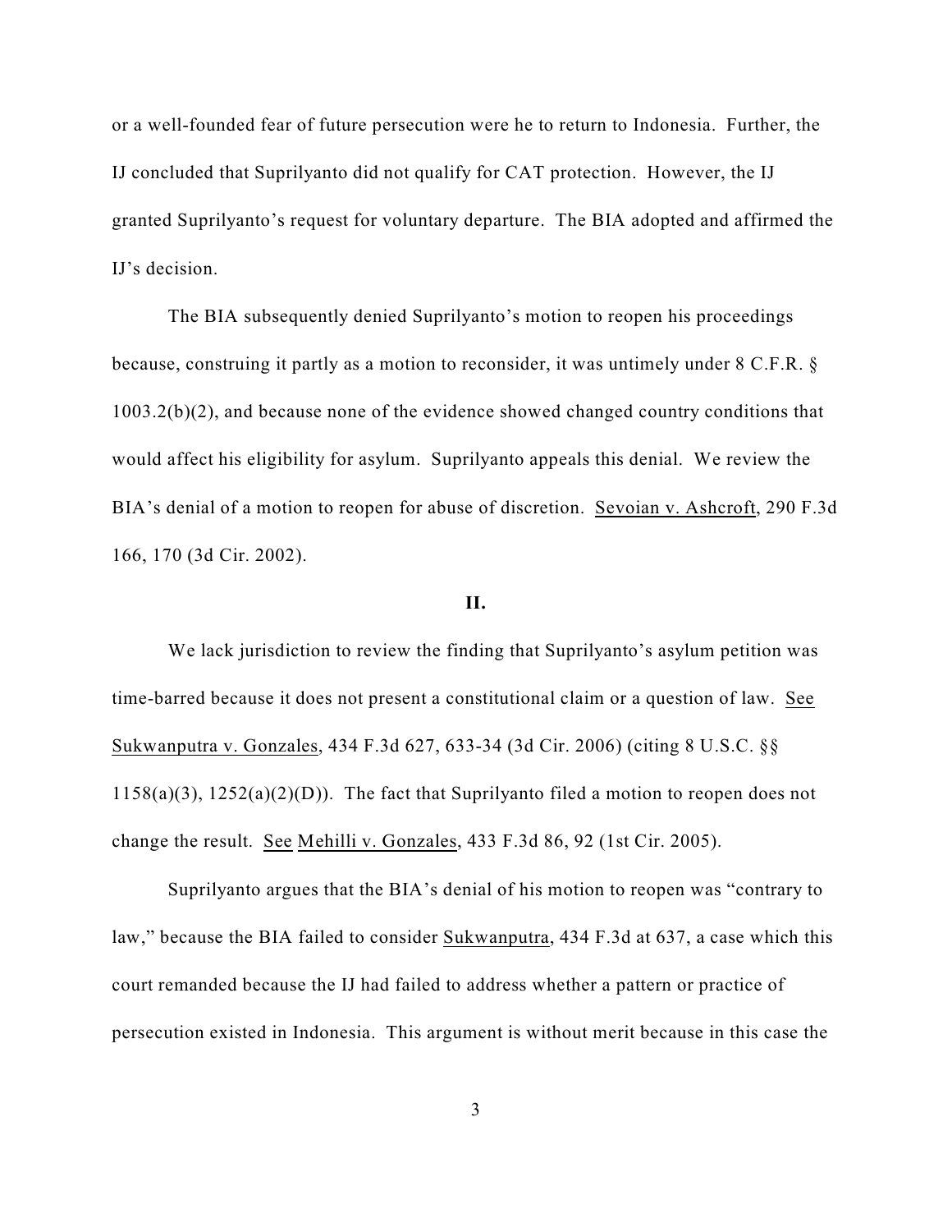or a well-founded fear of future persecution were he to return to Indonesia. Further, the IJ concluded that Suprilyanto did not qualify for CAT protection. However, the IJ granted Suprilyanto's request for voluntary departure. The BIA adopted and affirmed the IJ's decision.

The BIA subsequently denied Suprilyanto's motion to reopen his proceedings because, construing it partly as a motion to reconsider, it was untimely under 8 C.F.R. § 1003.2(b)(2), and because none of the evidence showed changed country conditions that would affect his eligibility for asylum. Suprilyanto appeals this denial. We review the BIA's denial of a motion to reopen for abuse of discretion. Sevoian v. Ashcroft, 290 F.3d 166, 170 (3d Cir. 2002).

## II.

We lack jurisdiction to review the finding that Suprilyanto's asylum petition was time-barred because it does not present a constitutional claim or a question of law. See Sukwanputra v. Gonzales, 434 F.3d 627, 633-34 (3d Cir. 2006) (citing 8 U.S.C. §§ 1158(a)(3), 1252(a)(2)(D)). The fact that Suprilyanto filed a motion to reopen does not change the result. See Mehilli v. Gonzales, 433 F.3d 86, 92 (1st Cir. 2005).

Suprilyanto argues that the BIA's denial of his motion to reopen was "contrary to law," because the BIA failed to consider Sukwanputra, 434 F.3d at 637, a case which this court remanded because the IJ had failed to address whether a pattern or practice of persecution existed in Indonesia. This argument is without merit because in this case the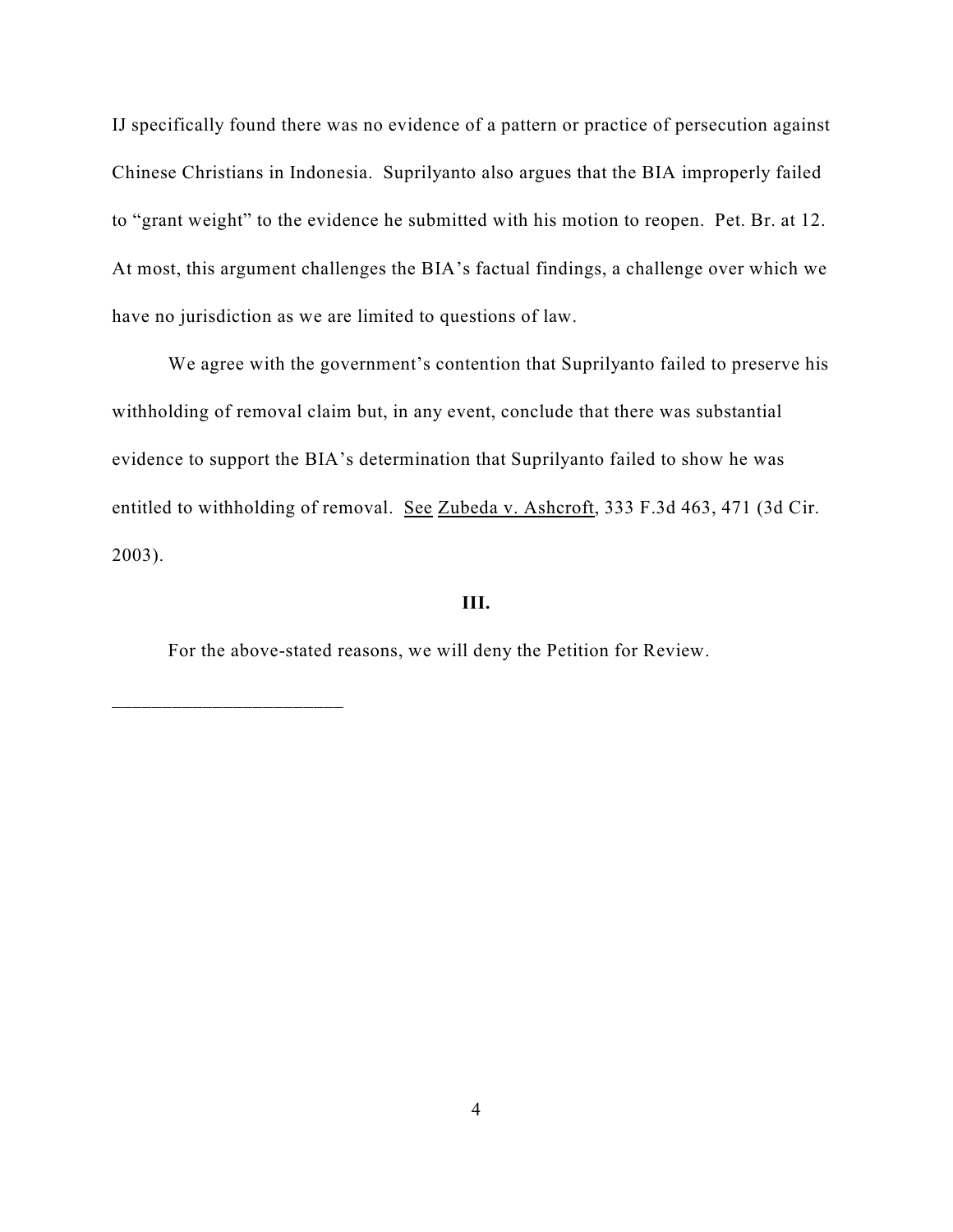IJ specifically found there was no evidence of a pattern or practice of persecution against Chinese Christians in Indonesia. Suprilyanto also argues that the BIA improperly failed to "grant weight" to the evidence he submitted with his motion to reopen. Pet. Br. at 12. At most, this argument challenges the BIA's factual findings, a challenge over which we have no jurisdiction as we are limited to questions of law.

We agree with the government's contention that Suprilyanto failed to preserve his withholding of removal claim but, in any event, conclude that there was substantial evidence to support the BIA's determination that Suprilyanto failed to show he was entitled to withholding of removal. See Zubeda v. Ashcroft, 333 F.3d 463, 471 (3d Cir. 2003).

**III.**

For the above-stated reasons, we will deny the Petition for Review.

\_\_\_\_\_\_\_\_\_\_\_\_\_\_\_\_\_\_\_\_\_\_\_